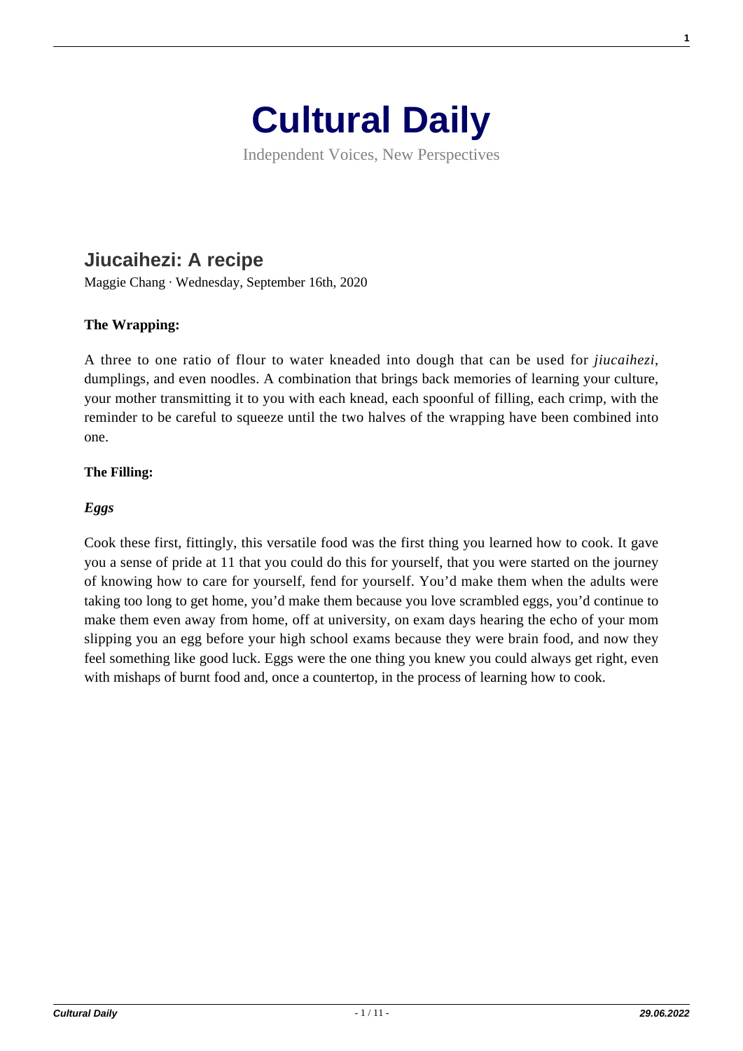# Cultural Daily

Independent Voices, New Perspectives

## Jiucaihezi: A recipe

Maggie Chang · Wednesday, September 16th, 2020

**The Wrapping:**

A three to one ratio of flour to water kneaded into dough that can be used for *jiucaihezi*, dumplings, and even noodles. A combination that brings back memories of learning your culture, your mother transmitting it to you with each knead, each spoonful of filling, each crimp, with the reminder to be careful to squeeze until the two halves of the wrapping have been combined into one.

**The Filling:**

***Eggs***

Cook these first, fittingly, this versatile food was the first thing you learned how to cook. It gave you a sense of pride at 11 that you could do this for yourself, that you were started on the journey of knowing how to care for yourself, fend for yourself. You'd make them when the adults were taking too long to get home, you'd make them because you love scrambled eggs, you'd continue to make them even away from home, off at university, on exam days hearing the echo of your mom slipping you an egg before your high school exams because they were brain food, and now they feel something like good luck. Eggs were the one thing you knew you could always get right, even with mishaps of burnt food and, once a countertop, in the process of learning how to cook.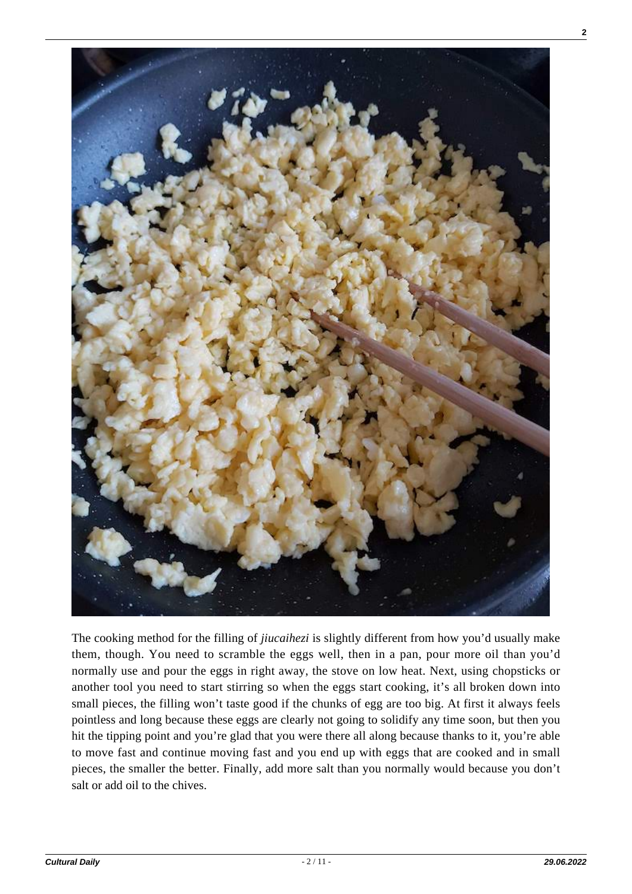The cooking method for the filling of *jiucaihezi* is slightly different from how you'd usually make them, though. You need to scramble the eggs well, then in a pan, pour more oil than you'd normally use and pour the eggs in right away, the stove on low heat. Next, using chopsticks or another tool you need to start stirring so when the eggs start cooking, it's all broken down into small pieces, the filling won't taste good if the chunks of egg are too big. At first it always feels pointless and long because these eggs are clearly not going to solidify any time soon, but then you hit the tipping point and you're glad that you were there all along because thanks to it, you're able to move fast and continue moving fast and you end up with eggs that are cooked and in small pieces, the smaller the better. Finally, add more salt than you normally would because you don't salt or add oil to the chives.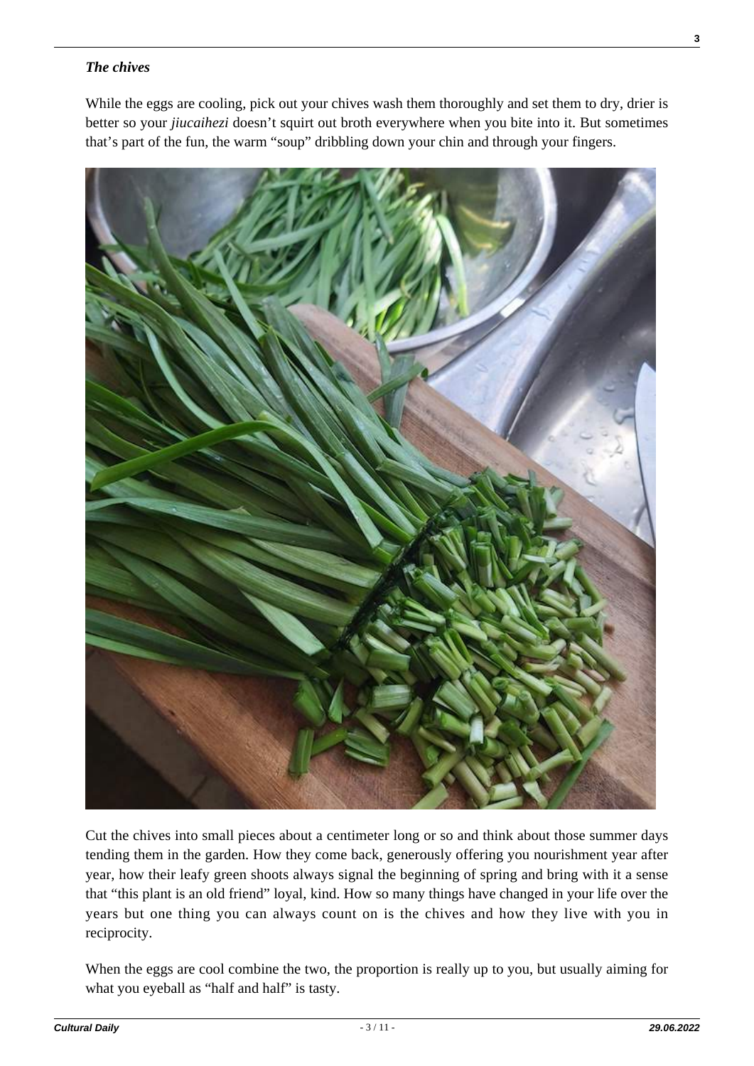***The chives***

While the eggs are cooling, pick out your chives wash them thoroughly and set them to dry, drier is better so your *jiucaihezi* doesn't squirt out broth everywhere when you bite into it. But sometimes that's part of the fun, the warm "soup" dribbling down your chin and through your fingers.

Cut the chives into small pieces about a centimeter long or so and think about those summer days tending them in the garden. How they come back, generously offering you nourishment year after year, how their leafy green shoots always signal the beginning of spring and bring with it a sense that "this plant is an old friend" loyal, kind. How so many things have changed in your life over the years but one thing you can always count on is the chives and how they live with you in reciprocity.

When the eggs are cool combine the two, the proportion is really up to you, but usually aiming for what you eyeball as "half and half" is tasty.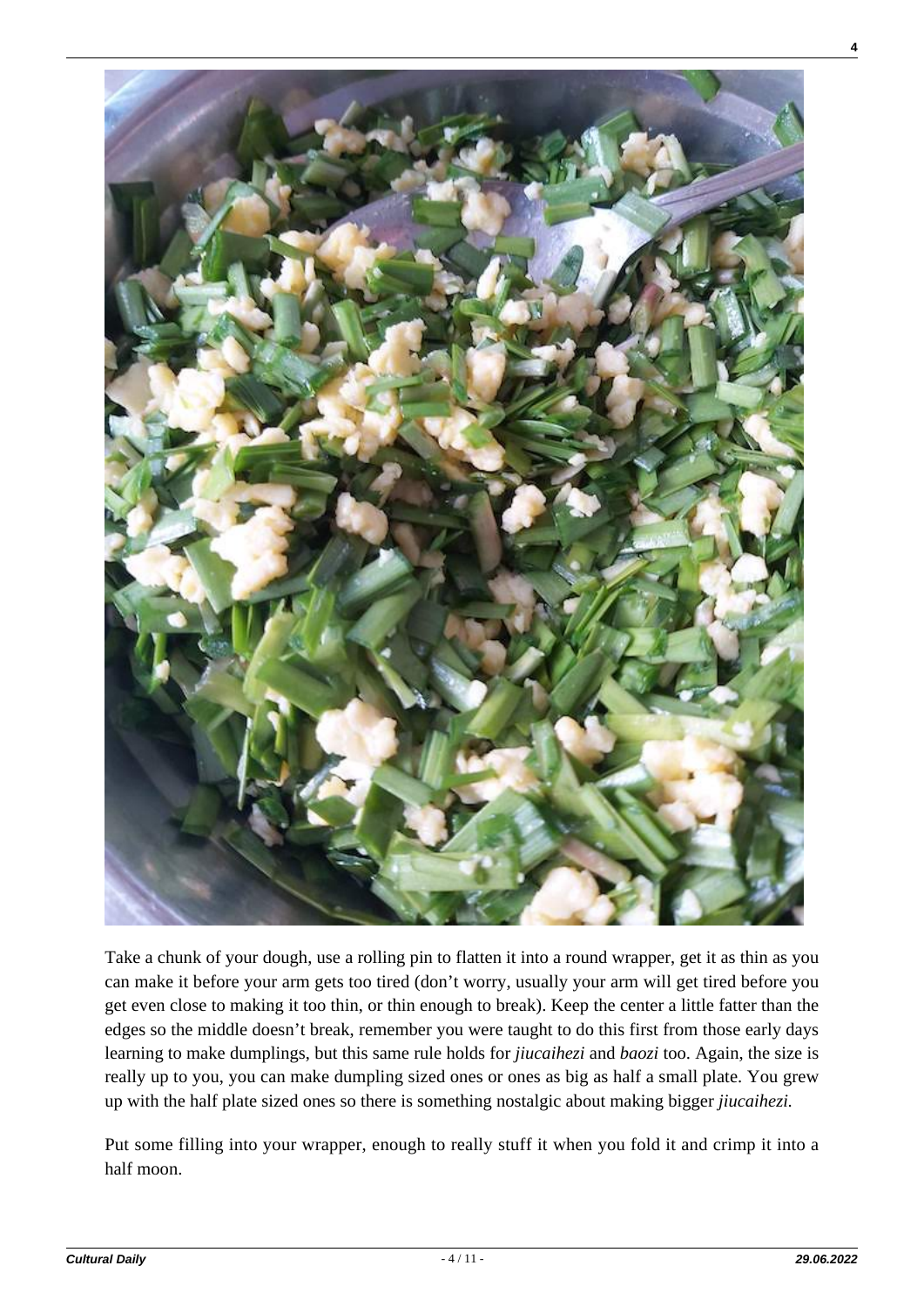Take a chunk of your dough, use a rolling pin to flatten it into a round wrapper, get it as thin as you can make it before your arm gets too tired (don't worry, usually your arm will get tired before you get even close to making it too thin, or thin enough to break). Keep the center a little fatter than the edges so the middle doesn't break, remember you were taught to do this first from those early days learning to make dumplings, but this same rule holds for *jiucaihezi* and *baozi* too. Again, the size is really up to you, you can make dumpling sized ones or ones as big as half a small plate. You grew up with the half plate sized ones so there is something nostalgic about making bigger *jiucaihezi*.

Put some filling into your wrapper, enough to really stuff it when you fold it and crimp it into a half moon.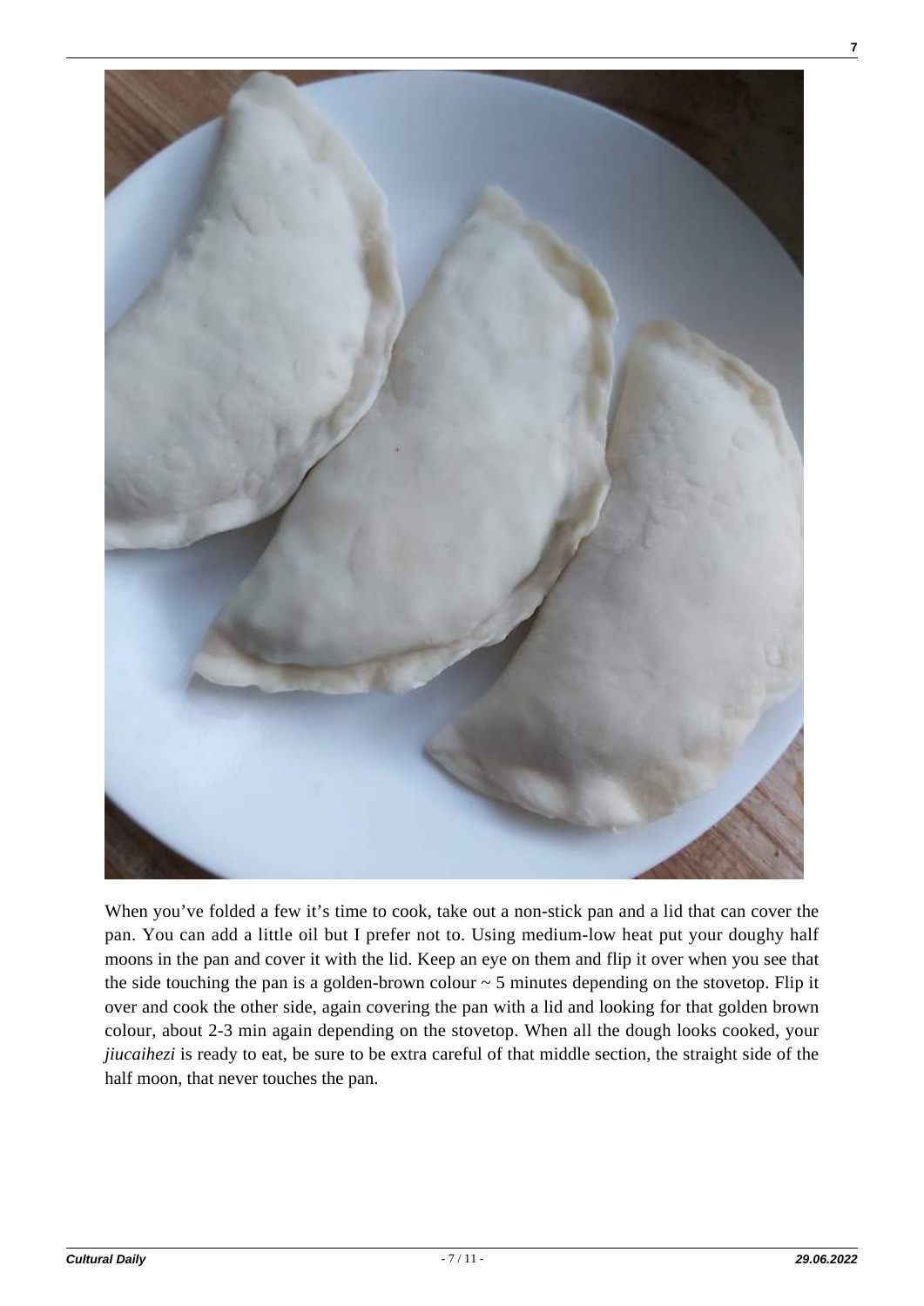When you've folded a few it's time to cook, take out a non-stick pan and a lid that can cover the pan. You can add a little oil but I prefer not to. Using medium-low heat put your doughy half moons in the pan and cover it with the lid. Keep an eye on them and flip it over when you see that the side touching the pan is a golden-brown colour ~ 5 minutes depending on the stovetop. Flip it over and cook the other side, again covering the pan with a lid and looking for that golden brown colour, about 2-3 min again depending on the stovetop. When all the dough looks cooked, your *jiucaihezi* is ready to eat, be sure to be extra careful of that middle section, the straight side of the half moon, that never touches the pan.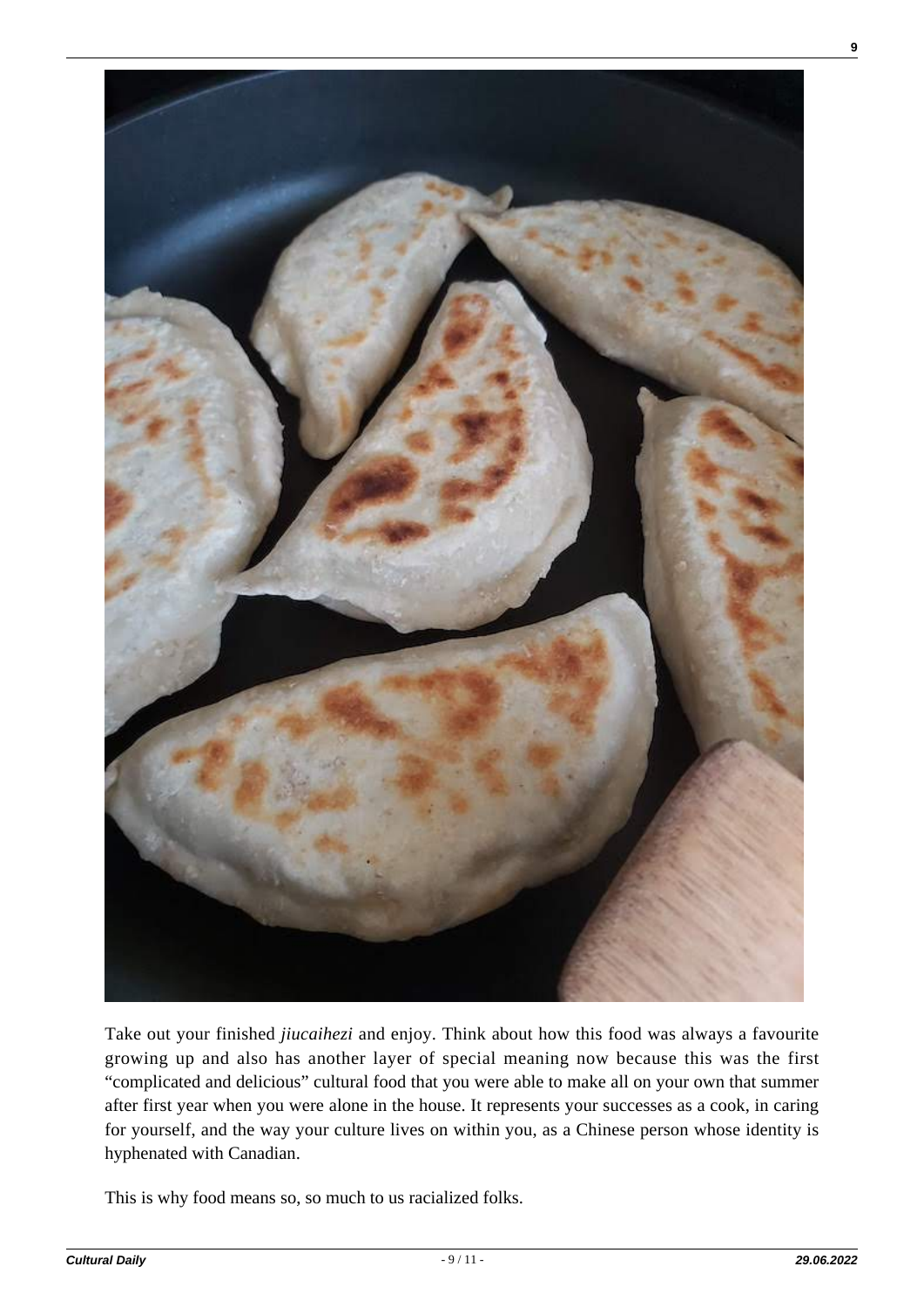Take out your finished *jiucaihezi* and enjoy. Think about how this food was always a favourite growing up and also has another layer of special meaning now because this was the first "complicated and delicious" cultural food that you were able to make all on your own that summer after first year when you were alone in the house. It represents your successes as a cook, in caring for yourself, and the way your culture lives on within you, as a Chinese person whose identity is hyphenated with Canadian.

This is why food means so, so much to us racialized folks.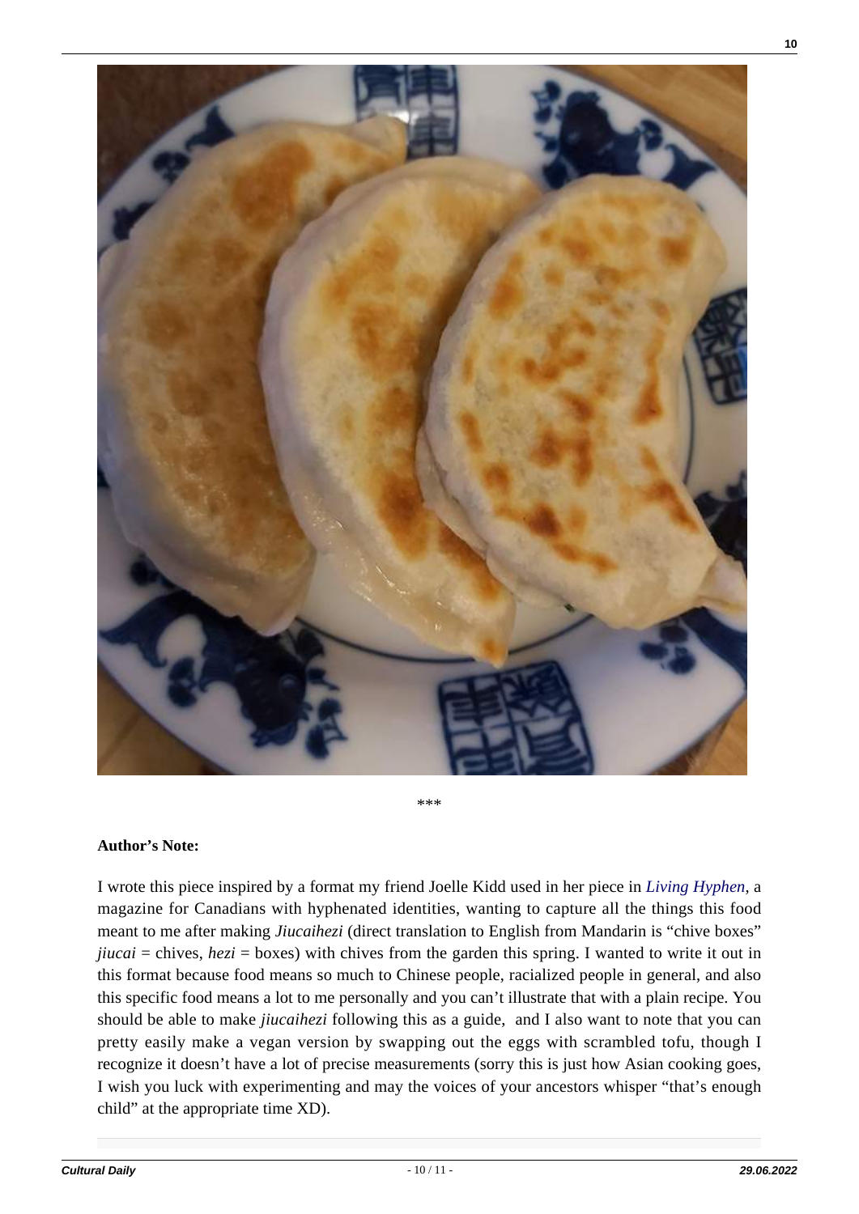\*\*\*

**Author's Note:**

I wrote this piece inspired by a format my friend Joelle Kidd used in her piece in *Living Hyphen*, a magazine for Canadians with hyphenated identities, wanting to capture all the things this food meant to me after making *Jiucaihezi* (direct translation to English from Mandarin is "chive boxes" *jiucai* = chives, *hezi* = boxes) with chives from the garden this spring. I wanted to write it out in this format because food means so much to Chinese people, racialized people in general, and also this specific food means a lot to me personally and you can't illustrate that with a plain recipe. You should be able to make *jiucaihezi* following this as a guide, and I also want to note that you can pretty easily make a vegan version by swapping out the eggs with scrambled tofu, though I recognize it doesn't have a lot of precise measurements (sorry this is just how Asian cooking goes, I wish you luck with experimenting and may the voices of your ancestors whisper "that's enough child" at the appropriate time XD).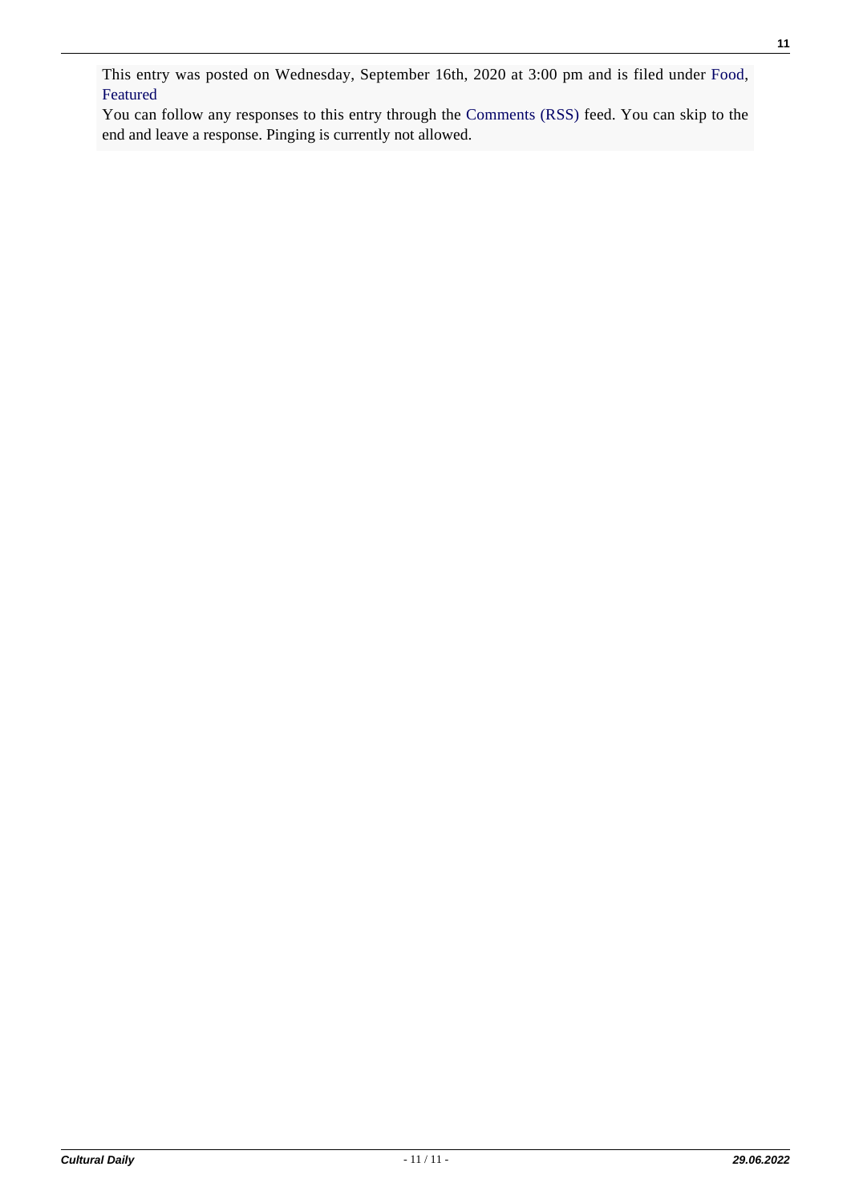This entry was posted on Wednesday, September 16th, 2020 at 3:00 pm and is filed under Food, Featured
You can follow any responses to this entry through the Comments (RSS) feed. You can skip to the end and leave a response. Pinging is currently not allowed.